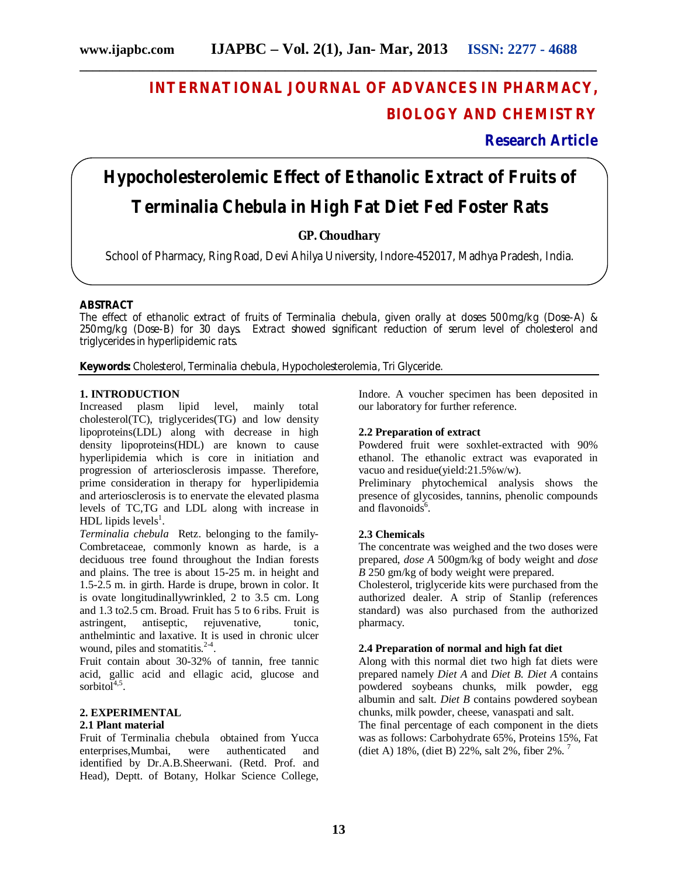# INTERNATIONAL JOURNAL OF ADVANCES IN PHARMACY, BIOLOGY AND CHEMISTRY

**Research Article**

# Hypocholesterolemic Effect of Ethanolic Extract of Fruits of Terminalia Chebula in High Fat Diet Fed Foster Rats

**GP. Choudhary**

School of Pharmacy, Ring Road, Devi Ahilya University, Indore-452017, Madhya Pradesh, India.

**ABSTRACT**

The effect of ethanolic extract of fruits of Terminalia chebula, given orally at doses 500mg/kg (Dose-A) & 250mg/kg (Dose-B) for 30 days. Extract showed significant reduction of serum level of cholesterol and triglycerides in hyperlipidemic rats.

**Keywords:** Cholesterol, Terminalia chebula, Hypocholesterolemia, Tri Glyceride.

## 1. INTRODUCTION

Increased plasm lipid level, mainly total cholesterol(TC), triglycerides(TG) and low density lipoproteins(LDL) along with decrease in high density lipoproteins(HDL) are known to cause hyperlipidemia which is core in initiation and progression of arteriosclerosis impasse. Therefore, prime consideration in therapy for hyperlipidemia and arteriosclerosis is to enervate the elevated plasma levels of TC,TG and LDL along with increase in HDL lipids levels[1].

*Terminalia chebula* Retz. belonging to the family-Combretaceae, commonly known as harde, is a deciduous tree found throughout the Indian forests and plains. The tree is about 15-25 m. in height and 1.5-2.5 m. in girth. Harde is drupe, brown in color. It is ovate longitudinallywrinkled, 2 to 3.5 cm. Long and 1.3 to2.5 cm. Broad. Fruit has 5 to 6 ribs. Fruit is astringent, antiseptic, rejuvenative, tonic, anthelmintic and laxative. It is used in chronic ulcer wound, piles and stomatitis.[2-4].

Fruit contain about 30-32% of tannin, free tannic acid, gallic acid and ellagic acid, glucose and sorbitol[4,5].

## 2. EXPERIMENTAL

### 2.1 Plant material

Fruit of Terminalia chebula obtained from Yucca enterprises,Mumbai, were authenticated and identified by Dr.A.B.Sheerwani. (Retd. Prof. and Head), Deptt. of Botany, Holkar Science College, Indore. A voucher specimen has been deposited in our laboratory for further reference.

### 2.2 Preparation of extract

Powdered fruit were soxhlet-extracted with 90% ethanol. The ethanolic extract was evaporated in vacuo and residue(yield:21.5%w/w).

Preliminary phytochemical analysis shows the presence of glycosides, tannins, phenolic compounds and flavonoids[6].

### 2.3 Chemicals

The concentrate was weighed and the two doses were prepared, *dose A* 500gm/kg of body weight and *dose B* 250 gm/kg of body weight were prepared.

Cholesterol, triglyceride kits were purchased from the authorized dealer. A strip of Stanlip (references standard) was also purchased from the authorized pharmacy.

### 2.4 Preparation of normal and high fat diet

Along with this normal diet two high fat diets were prepared namely *Diet A* and *Diet B*. *Diet A* contains powdered soybeans chunks, milk powder, egg albumin and salt. *Diet B* contains powdered soybean chunks, milk powder, cheese, vanaspati and salt.

The final percentage of each component in the diets was as follows: Carbohydrate 65%, Proteins 15%, Fat (diet A) 18%, (diet B) 22%, salt 2%, fiber 2%. [7]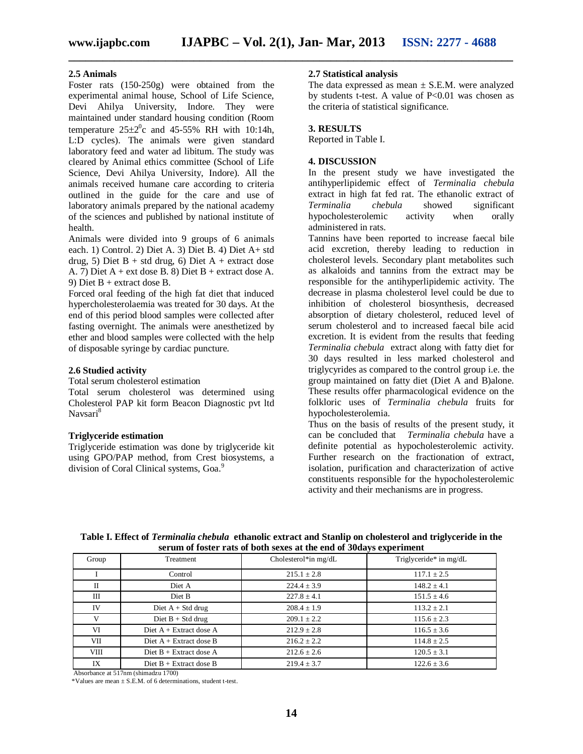### 2.5 Animals

Foster rats (150-250g) were obtained from the experimental animal house, School of Life Science, Devi Ahilya University, Indore. They were maintained under standard housing condition (Room temperature $25\pm2^0$c and 45-55% RH with 10:14h, L:D cycles). The animals were given standard laboratory feed and water ad libitum. The study was cleared by Animal ethics committee (School of Life Science, Devi Ahilya University, Indore). All the animals received humane care according to criteria outlined in the guide for the care and use of laboratory animals prepared by the national academy of the sciences and published by national institute of health.

Animals were divided into 9 groups of 6 animals each. 1) Control. 2) Diet A. 3) Diet B. 4) Diet A+ std drug, 5) Diet B + std drug, 6) Diet A + extract dose A. 7) Diet A + ext dose B. 8) Diet B + extract dose A. 9) Diet B + extract dose B.

Forced oral feeding of the high fat diet that induced hypercholesterolaemia was treated for 30 days. At the end of this period blood samples were collected after fasting overnight. The animals were anesthetized by ether and blood samples were collected with the help of disposable syringe by cardiac puncture.

### 2.6 Studied activity

Total serum cholesterol estimation

Total serum cholesterol was determined using Cholesterol PAP kit form Beacon Diagnostic pvt ltd Navsari[8]

### Triglyceride estimation

Triglyceride estimation was done by triglyceride kit using GPO/PAP method, from Crest biosystems, a division of Coral Clinical systems, Goa.[9]

### 2.7 Statistical analysis

The data expressed as mean ± S.E.M. were analyzed by students t-test. A value of $P<0.01$ was chosen as the criteria of statistical significance.

## 3. RESULTS

Reported in Table I.

## 4. DISCUSSION

In the present study we have investigated the antihyperlipidemic effect of *Terminalia chebula* extract in high fat fed rat. The ethanolic extract of *Terminalia chebula* showed significant hypocholesterolemic activity when orally administered in rats.

Tannins have been reported to increase faecal bile acid excretion, thereby leading to reduction in cholesterol levels. Secondary plant metabolites such as alkaloids and tannins from the extract may be responsible for the antihyperlipidemic activity. The decrease in plasma cholesterol level could be due to inhibition of cholesterol biosynthesis, decreased absorption of dietary cholesterol, reduced level of serum cholesterol and to increased faecal bile acid excretion. It is evident from the results that feeding *Terminalia chebula* extract along with fatty diet for 30 days resulted in less marked cholesterol and triglycyrides as compared to the control group i.e. the group maintained on fatty diet (Diet A and B)alone. These results offer pharmacological evidence on the folkloric uses of *Terminalia chebula* fruits for hypocholesterolemia.

Thus on the basis of results of the present study, it can be concluded that *Terminalia chebula* have a definite potential as hypocholesterolemic activity. Further research on the fractionation of extract, isolation, purification and characterization of active constituents responsible for the hypocholesterolemic activity and their mechanisms are in progress.

**Table I. Effect of *Terminalia chebula* ethanolic extract and Stanlip on cholesterol and triglyceride in the serum of foster rats of both sexes at the end of 30days experiment**

| Group | Treatment | Cholesterol* in mg/dL | Triglyceride* in mg/dL |
|---|---|---|---|
| I | Control | 215.1 ± 2.8 | 117.1 ± 2.5 |
| II | Diet A | 224.4 ± 3.9 | 148.2 ± 4.1 |
| III | Diet B | 227.8 ± 4.1 | 151.5 ± 4.6 |
| IV | Diet A + Std drug | 208.4 ± 1.9 | 113.2 ± 2.1 |
| V | Diet B + Std drug | 209.1 ± 2.2 | 115.6 ± 2.3 |
| VI | Diet A + Extract dose A | 212.9 ± 2.8 | 116.5 ± 3.6 |
| VII | Diet A + Extract dose B | 216.2 ± 2.2 | 114.8 ± 2.5 |
| VIII | Diet B + Extract dose A | 212.6 ± 2.6 | 120.5 ± 3.1 |
| IX | Diet B + Extract dose B | 219.4 ± 3.7 | 122.6 ± 3.6 |

Absorbance at 517nm (shimadzu 1700)

*Values are mean ± S.E.M. of 6 determinations, student t-test.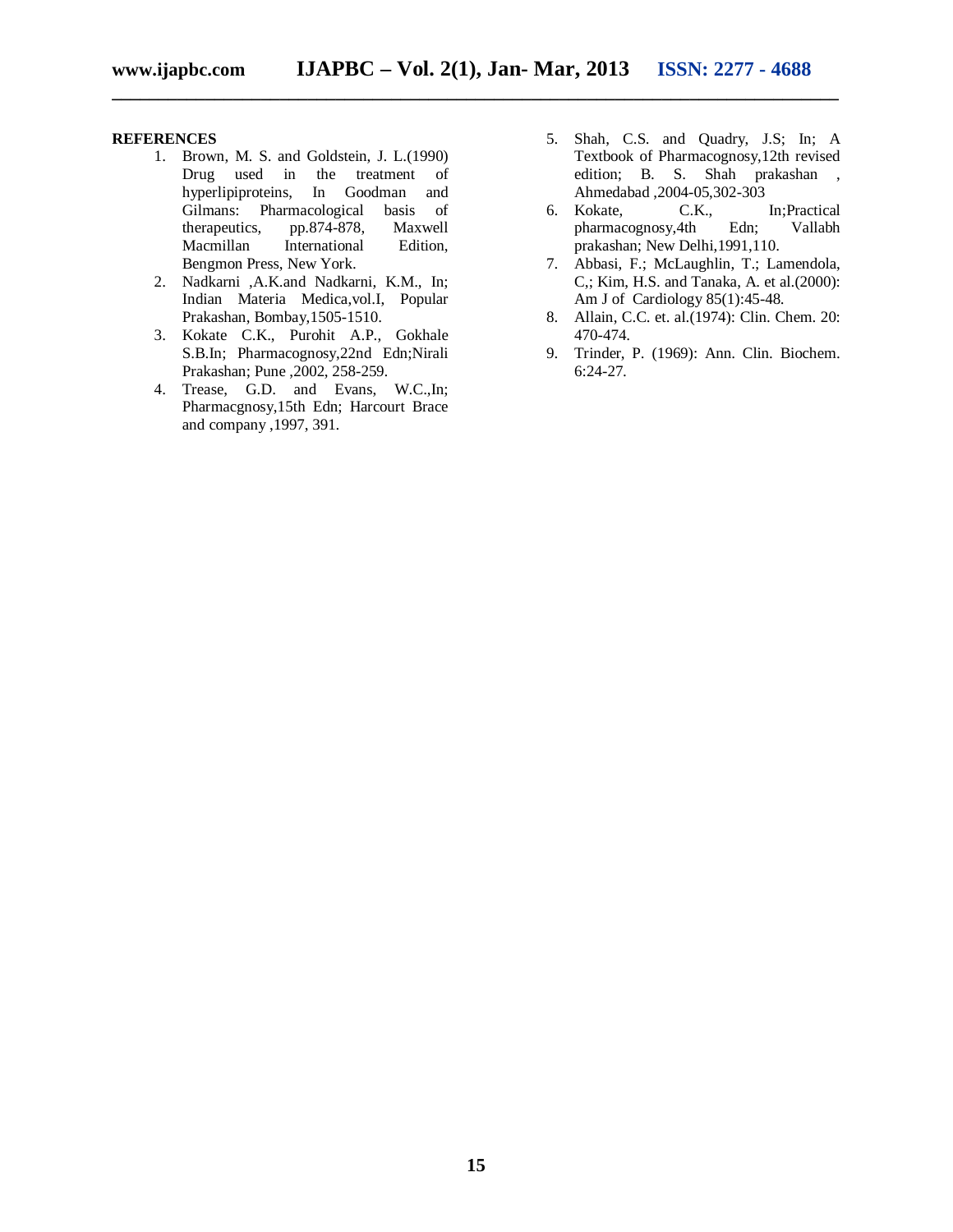**REFERENCES**

1. Brown, M. S. and Goldstein, J. L.(1990) Drug used in the treatment of hyperlipiproteins, In Goodman and Gilmans: Pharmacological basis of therapeutics, pp.874-878, Maxwell Macmillan International Edition, Bengmon Press, New York.
2. Nadkarni ,A.K.and Nadkarni, K.M., In; Indian Materia Medica,vol.I, Popular Prakashan, Bombay,1505-1510.
3. Kokate C.K., Purohit A.P., Gokhale S.B.In; Pharmacognosy,22nd Edn;Nirali Prakashan; Pune ,2002, 258-259.
4. Trease, G.D. and Evans, W.C.,In; Pharmacgnosy,15th Edn; Harcourt Brace and company ,1997, 391.
5. Shah, C.S. and Quadry, J.S; In; A Textbook of Pharmacognosy,12th revised edition; B. S. Shah prakashan , Ahmedabad ,2004-05,302-303
6. Kokate, C.K., In;Practical pharmacognosy,4th Edn; Vallabh prakashan; New Delhi,1991,110.
7. Abbasi, F.; McLaughlin, T.; Lamendola, C,; Kim, H.S. and Tanaka, A. et al.(2000): Am J of Cardiology 85(1):45-48.
8. Allain, C.C. et. al.(1974): Clin. Chem. 20: 470-474.
9. Trinder, P. (1969): Ann. Clin. Biochem. 6:24-27.